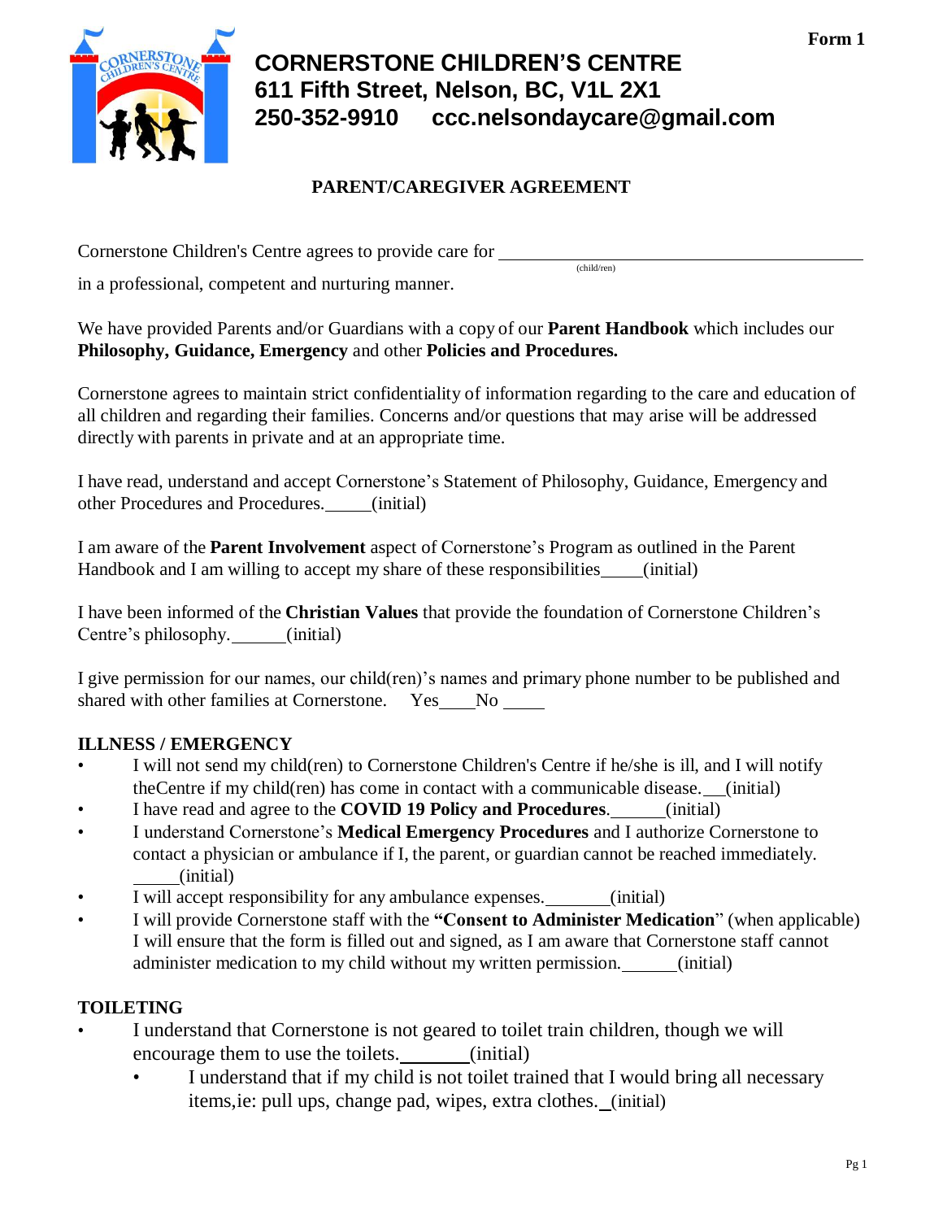Form 1

# CORNERSTONE CHILDREN'S CENTRE
**611 Fifth Street, Nelson, BC, V1L 2X1**
**250-352-9910 ccc.nelsondaycare@gmail.com**

## PARENT/CAREGIVER AGREEMENT

Cornerstone Children's Centre agrees to provide care for ________________________________________
(child/ren)
in a professional, competent and nurturing manner.

We have provided Parents and/or Guardians with a copy of our **Parent Handbook** which includes our **Philosophy, Guidance, Emergency** and other **Policies and Procedures.**

Cornerstone agrees to maintain strict confidentiality of information regarding to the care and education of all children and regarding their families. Concerns and/or questions that may arise will be addressed directly with parents in private and at an appropriate time.

I have read, understand and accept Cornerstone's Statement of Philosophy, Guidance, Emergency and other Procedures and Procedures._____(initial)

I am aware of the **Parent Involvement** aspect of Cornerstone's Program as outlined in the Parent Handbook and I am willing to accept my share of these responsibilities_____(initial)

I have been informed of the **Christian Values** that provide the foundation of Cornerstone Children's Centre's philosophy._____(initial)

I give permission for our names, our child(ren)'s names and primary phone number to be published and shared with other families at Cornerstone. Yes____No _____

### ILLNESS / EMERGENCY

- I will not send my child(ren) to Cornerstone Children's Centre if he/she is ill, and I will notify theCentre if my child(ren) has come in contact with a communicable disease.__(initial)
- I have read and agree to the **COVID 19 Policy and Procedures**._____(initial)
- I understand Cornerstone's **Medical Emergency Procedures** and I authorize Cornerstone to contact a physician or ambulance if I, the parent, or guardian cannot be reached immediately. _____(initial)
- I will accept responsibility for any ambulance expenses._______(initial)
- I will provide Cornerstone staff with the **"Consent to Administer Medication"** (when applicable) I will ensure that the form is filled out and signed, as I am aware that Cornerstone staff cannot administer medication to my child without my written permission._____(initial)

### TOILETING

- I understand that Cornerstone is not geared to toilet train children, though we will encourage them to use the toilets._______(initial)
  - I understand that if my child is not toilet trained that I would bring all necessary items,ie: pull ups, change pad, wipes, extra clothes._(initial)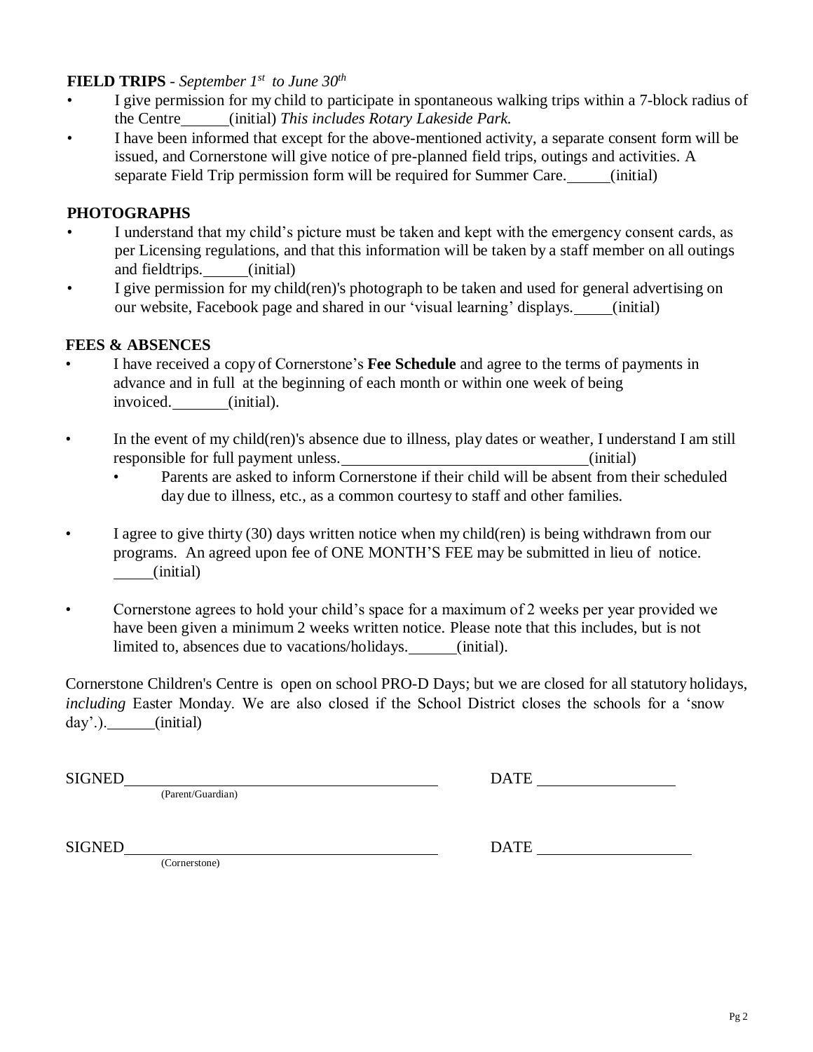**FIELD TRIPS** - *September 1st to June 30th*

- I give permission for my child to participate in spontaneous walking trips within a 7-block radius of the Centre______(initial) *This includes Rotary Lakeside Park.*
- I have been informed that except for the above-mentioned activity, a separate consent form will be issued, and Cornerstone will give notice of pre-planned field trips, outings and activities. A separate Field Trip permission form will be required for Summer Care._____(initial)

**PHOTOGRAPHS**

- I understand that my child's picture must be taken and kept with the emergency consent cards, as per Licensing regulations, and that this information will be taken by a staff member on all outings and fieldtrips.______(initial)
- I give permission for my child(ren)'s photograph to be taken and used for general advertising on our website, Facebook page and shared in our 'visual learning' displays._____(initial)

**FEES & ABSENCES**

- I have received a copy of Cornerstone's **Fee Schedule** and agree to the terms of payments in advance and in full at the beginning of each month or within one week of being invoiced._______(initial).
- In the event of my child(ren)'s absence due to illness, play dates or weather, I understand I am still responsible for full payment unless.________________________________(initial)
  - Parents are asked to inform Cornerstone if their child will be absent from their scheduled day due to illness, etc., as a common courtesy to staff and other families.
- I agree to give thirty (30) days written notice when my child(ren) is being withdrawn from our programs. An agreed upon fee of ONE MONTH'S FEE may be submitted in lieu of notice. _____(initial)
- Cornerstone agrees to hold your child's space for a maximum of 2 weeks per year provided we have been given a minimum 2 weeks written notice. Please note that this includes, but is not limited to, absences due to vacations/holidays.______(initial).

Cornerstone Children's Centre is open on school PRO-D Days; but we are closed for all statutory holidays, *including* Easter Monday. We are also closed if the School District closes the schools for a 'snow day'.).______(initial)

SIGNED_________________________________________ DATE __________________
(Parent/Guardian)

SIGNED_________________________________________ DATE ____________________
(Cornerstone)